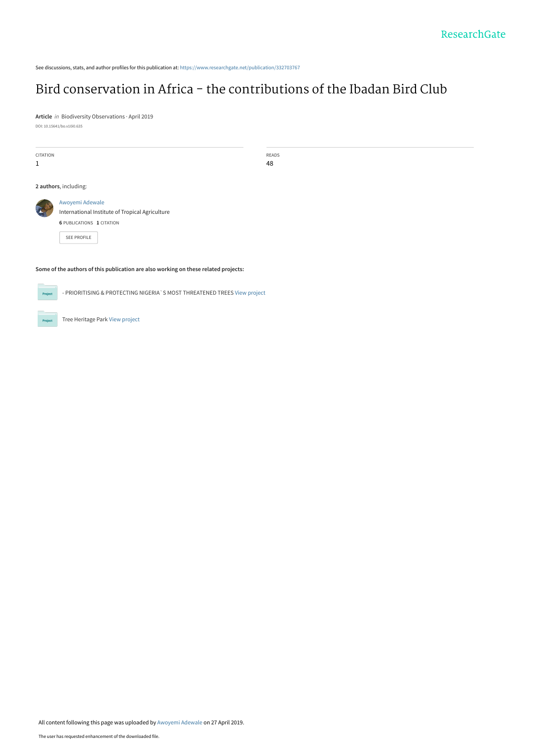See discussions, stats, and author profiles for this publication at: https://www.researchgate.net/publication/332703767

# Bird conservation in Africa - the contributions of the Ibadan Bird Club

**Article** *in* Biodiversity Observations · April 2019

DOI: 10.15641/bo.v10i0.635

| CITATION | READS |
| --- | --- |
| 1 | 48 |

**2 authors**, including:

Awoyemi Adewale
International Institute of Tropical Agriculture
**6** PUBLICATIONS **1** CITATION

SEE PROFILE

**Some of the authors of this publication are also working on these related projects:**

- PRIORITISING & PROTECTING NIGERIA`S MOST THREATENED TREES View project

Tree Heritage Park View project

All content following this page was uploaded by Awoyemi Adewale on 27 April 2019.

The user has requested enhancement of the downloaded file.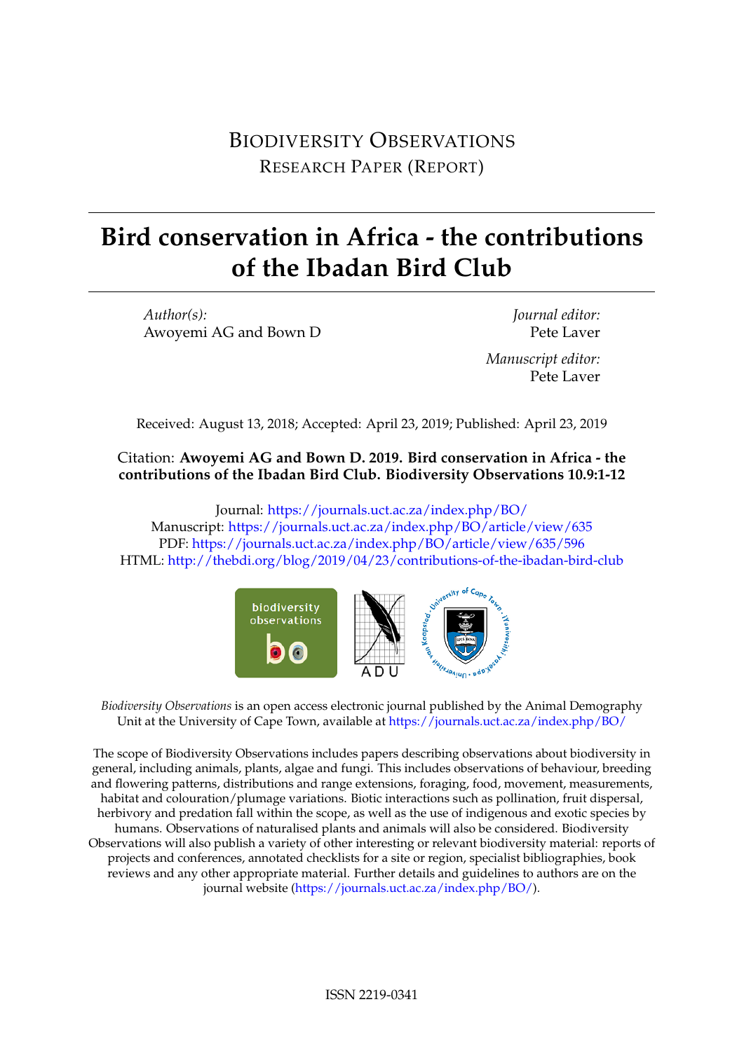BIODIVERSITY OBSERVATIONS

RESEARCH PAPER (REPORT)

# Bird conservation in Africa - the contributions of the Ibadan Bird Club

*Author(s):*
Awoyemi AG and Bown D

*Journal editor:*
Pete Laver

*Manuscript editor:*
Pete Laver

Received: August 13, 2018; Accepted: April 23, 2019; Published: April 23, 2019

Citation: **Awoyemi AG and Bown D. 2019. Bird conservation in Africa - the contributions of the Ibadan Bird Club. Biodiversity Observations 10.9:1-12**

Journal: https://journals.uct.ac.za/index.php/BO/
Manuscript: https://journals.uct.ac.za/index.php/BO/article/view/635
PDF: https://journals.uct.ac.za/index.php/BO/article/view/635/596
HTML: http://thebdi.org/blog/2019/04/23/contributions-of-the-ibadan-bird-club

*Biodiversity Observations* is an open access electronic journal published by the Animal Demography Unit at the University of Cape Town, available at https://journals.uct.ac.za/index.php/BO/

The scope of Biodiversity Observations includes papers describing observations about biodiversity in general, including animals, plants, algae and fungi. This includes observations of behaviour, breeding and flowering patterns, distributions and range extensions, foraging, food, movement, measurements, habitat and colouration/plumage variations. Biotic interactions such as pollination, fruit dispersal, herbivory and predation fall within the scope, as well as the use of indigenous and exotic species by humans. Observations of naturalised plants and animals will also be considered. Biodiversity Observations will also publish a variety of other interesting or relevant biodiversity material: reports of projects and conferences, annotated checklists for a site or region, specialist bibliographies, book reviews and any other appropriate material. Further details and guidelines to authors are on the journal website (https://journals.uct.ac.za/index.php/BO/).

ISSN 2219-0341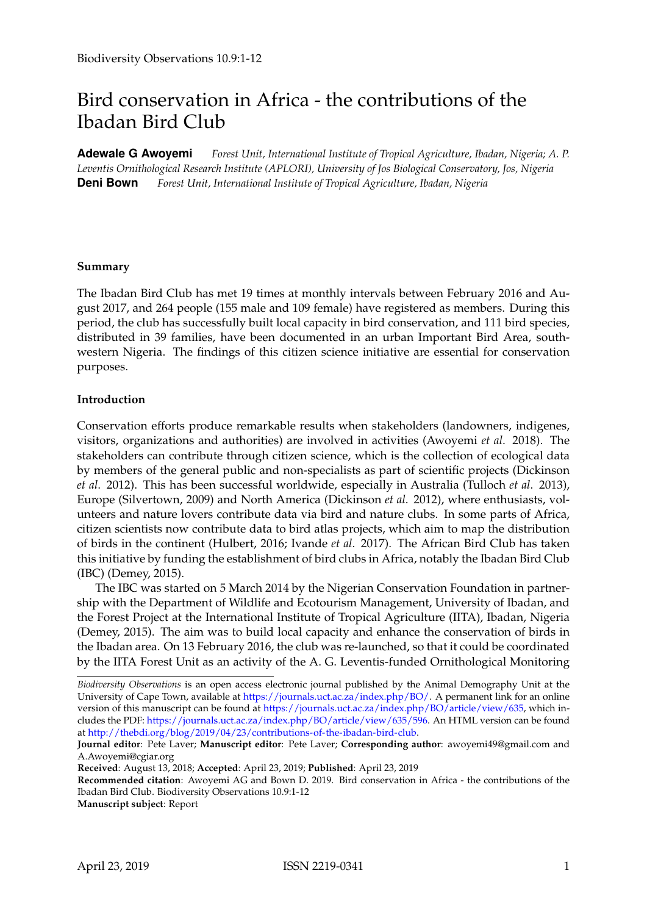# Bird conservation in Africa - the contributions of the Ibadan Bird Club

**Adewale G Awoyemi** *Forest Unit, International Institute of Tropical Agriculture, Ibadan, Nigeria; A. P. Leventis Ornithological Research Institute (APLORI), University of Jos Biological Conservatory, Jos, Nigeria*
**Deni Bown** *Forest Unit, International Institute of Tropical Agriculture, Ibadan, Nigeria*

**Summary**

The Ibadan Bird Club has met 19 times at monthly intervals between February 2016 and August 2017, and 264 people (155 male and 109 female) have registered as members. During this period, the club has successfully built local capacity in bird conservation, and 111 bird species, distributed in 39 families, have been documented in an urban Important Bird Area, south-western Nigeria. The findings of this citizen science initiative are essential for conservation purposes.

**Introduction**

Conservation efforts produce remarkable results when stakeholders (landowners, indigenes, visitors, organizations and authorities) are involved in activities (Awoyemi *et al*. 2018). The stakeholders can contribute through citizen science, which is the collection of ecological data by members of the general public and non-specialists as part of scientific projects (Dickinson *et al*. 2012). This has been successful worldwide, especially in Australia (Tulloch *et al*. 2013), Europe (Silvertown, 2009) and North America (Dickinson *et al*. 2012), where enthusiasts, volunteers and nature lovers contribute data via bird and nature clubs. In some parts of Africa, citizen scientists now contribute data to bird atlas projects, which aim to map the distribution of birds in the continent (Hulbert, 2016; Ivande *et al*. 2017). The African Bird Club has taken this initiative by funding the establishment of bird clubs in Africa, notably the Ibadan Bird Club (IBC) (Demey, 2015).

The IBC was started on 5 March 2014 by the Nigerian Conservation Foundation in partnership with the Department of Wildlife and Ecotourism Management, University of Ibadan, and the Forest Project at the International Institute of Tropical Agriculture (IITA), Ibadan, Nigeria (Demey, 2015). The aim was to build local capacity and enhance the conservation of birds in the Ibadan area. On 13 February 2016, the club was re-launched, so that it could be coordinated by the IITA Forest Unit as an activity of the A. G. Leventis-funded Ornithological Monitoring

---

*Biodiversity Observations* is an open access electronic journal published by the Animal Demography Unit at the University of Cape Town, available at https://journals.uct.ac.za/index.php/BO/. A permanent link for an online version of this manuscript can be found at https://journals.uct.ac.za/index.php/BO/article/view/635, which includes the PDF: https://journals.uct.ac.za/index.php/BO/article/view/635/596. An HTML version can be found at http://thebdi.org/blog/2019/04/23/contributions-of-the-ibadan-bird-club.

**Journal editor**: Pete Laver; **Manuscript editor**: Pete Laver; **Corresponding author**: awoyemi49@gmail.com and A.Awoyemi@cgiar.org

**Received**: August 13, 2018; **Accepted**: April 23, 2019; **Published**: April 23, 2019

**Recommended citation**: Awoyemi AG and Bown D. 2019. Bird conservation in Africa - the contributions of the Ibadan Bird Club. Biodiversity Observations 10.9:1-12

**Manuscript subject**: Report

April 23, 2019 ISSN 2219-0341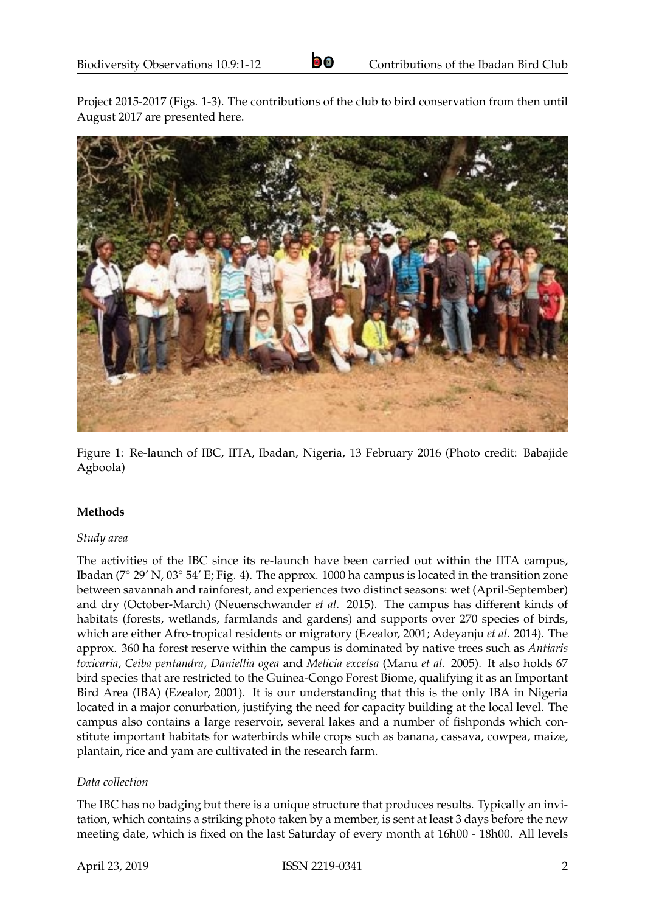Project 2015-2017 (Figs. 1-3). The contributions of the club to bird conservation from then until August 2017 are presented here.

Figure 1: Re-launch of IBC, IITA, Ibadan, Nigeria, 13 February 2016 (Photo credit: Babajide Agboola)

**Methods**

*Study area*

The activities of the IBC since its re-launch have been carried out within the IITA campus, Ibadan (7° 29′ N, 03° 54′ E; Fig. 4). The approx. 1000 ha campus is located in the transition zone between savannah and rainforest, and experiences two distinct seasons: wet (April-September) and dry (October-March) (Neuenschwander *et al*. 2015). The campus has different kinds of habitats (forests, wetlands, farmlands and gardens) and supports over 270 species of birds, which are either Afro-tropical residents or migratory (Ezealor, 2001; Adeyanju *et al*. 2014). The approx. 360 ha forest reserve within the campus is dominated by native trees such as *Antiaris toxicaria*, *Ceiba pentandra*, *Daniellia ogea* and *Melicia excelsa* (Manu *et al*. 2005). It also holds 67 bird species that are restricted to the Guinea-Congo Forest Biome, qualifying it as an Important Bird Area (IBA) (Ezealor, 2001). It is our understanding that this is the only IBA in Nigeria located in a major conurbation, justifying the need for capacity building at the local level. The campus also contains a large reservoir, several lakes and a number of fishponds which constitute important habitats for waterbirds while crops such as banana, cassava, cowpea, maize, plantain, rice and yam are cultivated in the research farm.

*Data collection*

The IBC has no badging but there is a unique structure that produces results. Typically an invitation, which contains a striking photo taken by a member, is sent at least 3 days before the new meeting date, which is fixed on the last Saturday of every month at 16h00 - 18h00. All levels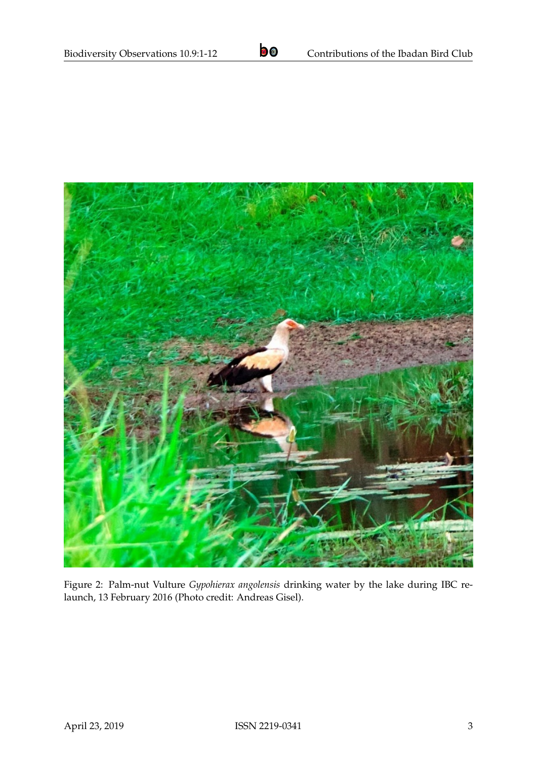Figure 2: Palm-nut Vulture *Gypohierax angolensis* drinking water by the lake during IBC relaunch, 13 February 2016 (Photo credit: Andreas Gisel).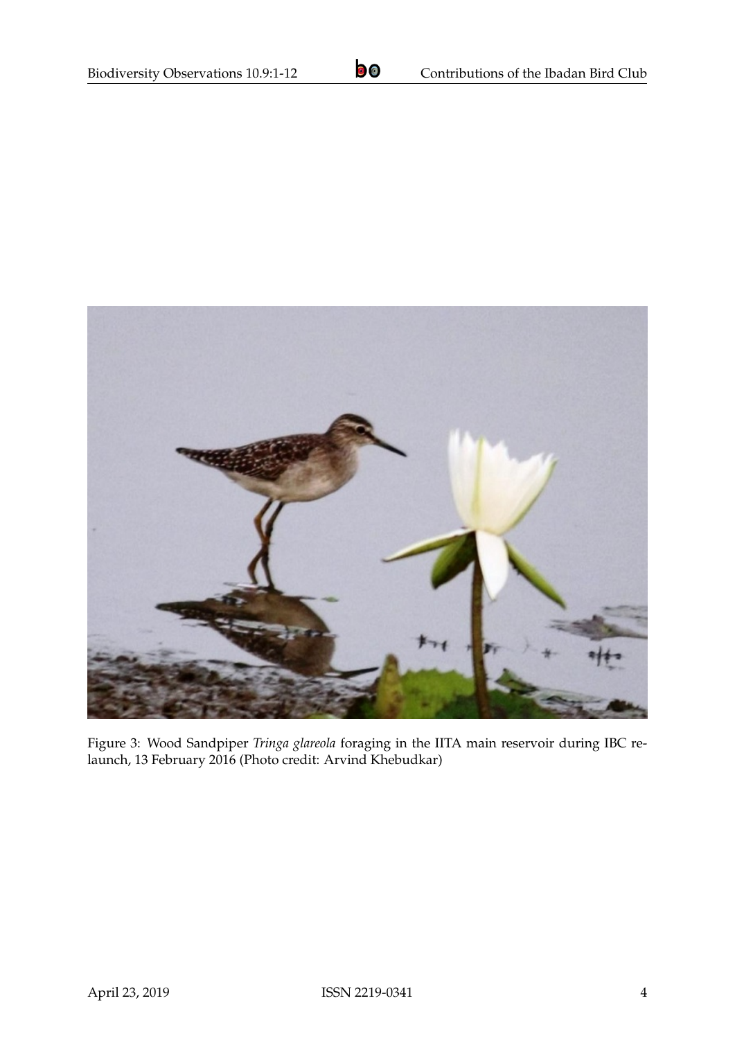Figure 3: Wood Sandpiper *Tringa glareola* foraging in the IITA main reservoir during IBC relaunch, 13 February 2016 (Photo credit: Arvind Khebudkar)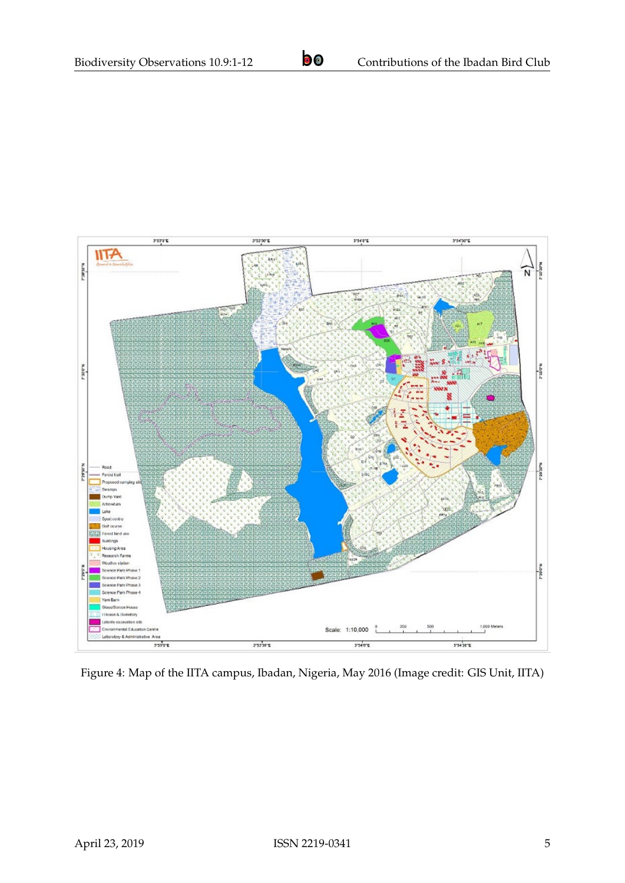Figure 4: Map of the IITA campus, Ibadan, Nigeria, May 2016 (Image credit: GIS Unit, IITA)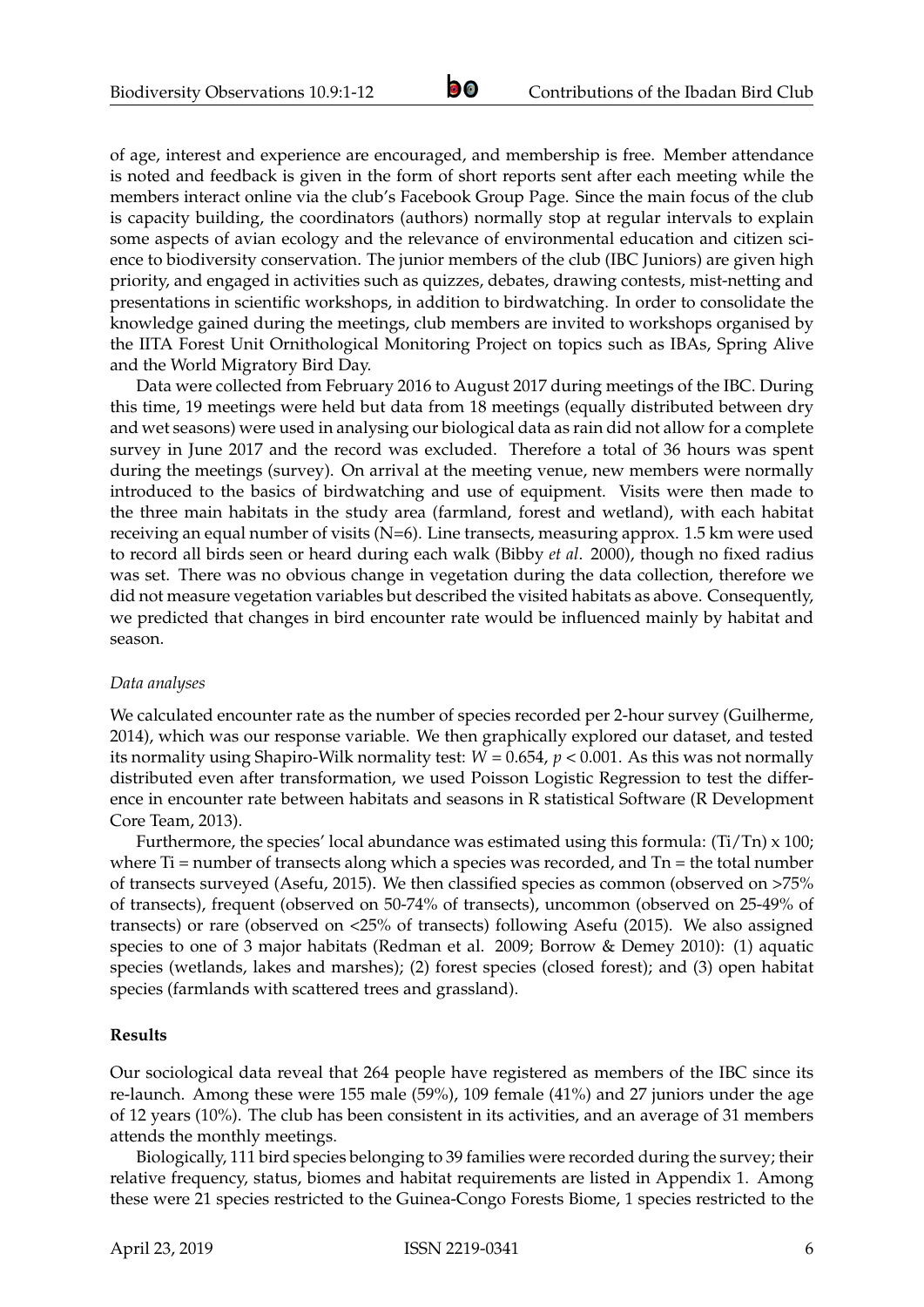of age, interest and experience are encouraged, and membership is free. Member attendance is noted and feedback is given in the form of short reports sent after each meeting while the members interact online via the club's Facebook Group Page. Since the main focus of the club is capacity building, the coordinators (authors) normally stop at regular intervals to explain some aspects of avian ecology and the relevance of environmental education and citizen science to biodiversity conservation. The junior members of the club (IBC Juniors) are given high priority, and engaged in activities such as quizzes, debates, drawing contests, mist-netting and presentations in scientific workshops, in addition to birdwatching. In order to consolidate the knowledge gained during the meetings, club members are invited to workshops organised by the IITA Forest Unit Ornithological Monitoring Project on topics such as IBAs, Spring Alive and the World Migratory Bird Day.

Data were collected from February 2016 to August 2017 during meetings of the IBC. During this time, 19 meetings were held but data from 18 meetings (equally distributed between dry and wet seasons) were used in analysing our biological data as rain did not allow for a complete survey in June 2017 and the record was excluded. Therefore a total of 36 hours was spent during the meetings (survey). On arrival at the meeting venue, new members were normally introduced to the basics of birdwatching and use of equipment. Visits were then made to the three main habitats in the study area (farmland, forest and wetland), with each habitat receiving an equal number of visits (N=6). Line transects, measuring approx. 1.5 km were used to record all birds seen or heard during each walk (Bibby *et al*. 2000), though no fixed radius was set. There was no obvious change in vegetation during the data collection, therefore we did not measure vegetation variables but described the visited habitats as above. Consequently, we predicted that changes in bird encounter rate would be influenced mainly by habitat and season.

*Data analyses*

We calculated encounter rate as the number of species recorded per 2-hour survey (Guilherme, 2014), which was our response variable. We then graphically explored our dataset, and tested its normality using Shapiro-Wilk normality test: $W = 0.654$, $p < 0.001$. As this was not normally distributed even after transformation, we used Poisson Logistic Regression to test the difference in encounter rate between habitats and seasons in R statistical Software (R Development Core Team, 2013).

Furthermore, the species' local abundance was estimated using this formula: $(Ti/Tn) \times 100$; where Ti = number of transects along which a species was recorded, and Tn = the total number of transects surveyed (Asefu, 2015). We then classified species as common (observed on >75% of transects), frequent (observed on 50-74% of transects), uncommon (observed on 25-49% of transects) or rare (observed on <25% of transects) following Asefu (2015). We also assigned species to one of 3 major habitats (Redman et al. 2009; Borrow & Demey 2010): (1) aquatic species (wetlands, lakes and marshes); (2) forest species (closed forest); and (3) open habitat species (farmlands with scattered trees and grassland).

## Results

Our sociological data reveal that 264 people have registered as members of the IBC since its re-launch. Among these were 155 male (59%), 109 female (41%) and 27 juniors under the age of 12 years (10%). The club has been consistent in its activities, and an average of 31 members attends the monthly meetings.

Biologically, 111 bird species belonging to 39 families were recorded during the survey; their relative frequency, status, biomes and habitat requirements are listed in Appendix 1. Among these were 21 species restricted to the Guinea-Congo Forests Biome, 1 species restricted to the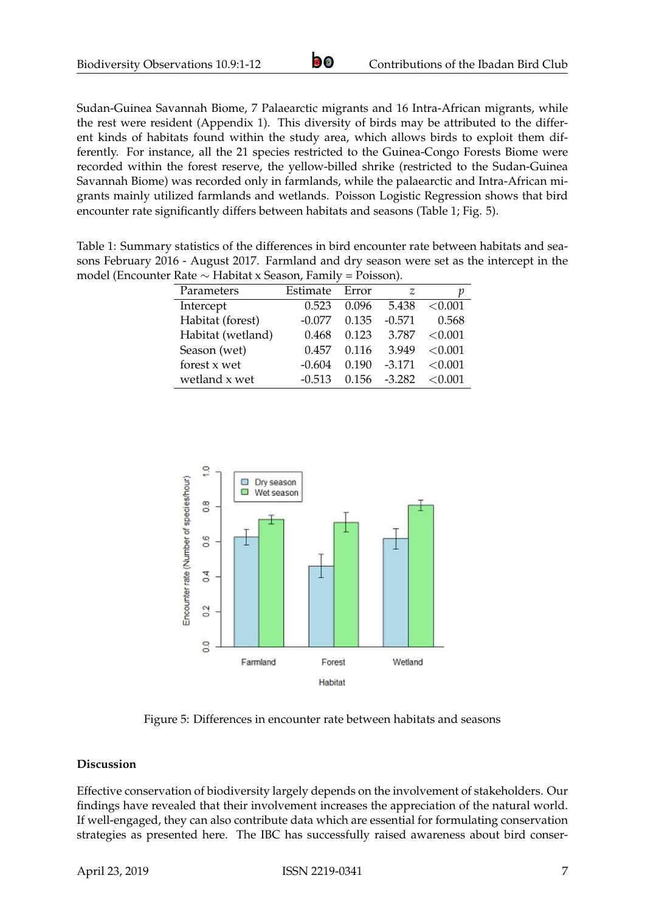Sudan-Guinea Savannah Biome, 7 Palaearctic migrants and 16 Intra-African migrants, while the rest were resident (Appendix 1). This diversity of birds may be attributed to the different kinds of habitats found within the study area, which allows birds to exploit them differently. For instance, all the 21 species restricted to the Guinea-Congo Forests Biome were recorded within the forest reserve, the yellow-billed shrike (restricted to the Sudan-Guinea Savannah Biome) was recorded only in farmlands, while the palaearctic and Intra-African migrants mainly utilized farmlands and wetlands. Poisson Logistic Regression shows that bird encounter rate significantly differs between habitats and seasons (Table 1; Fig. 5).

Table 1: Summary statistics of the differences in bird encounter rate between habitats and seasons February 2016 - August 2017. Farmland and dry season were set as the intercept in the model (Encounter Rate ∼ Habitat x Season, Family = Poisson).

| Parameters | Estimate | Error | $z$ | $p$ |
|---|---|---|---|---|
| Intercept | 0.523 | 0.096 | 5.438 | <0.001 |
| Habitat (forest) | -0.077 | 0.135 | -0.571 | 0.568 |
| Habitat (wetland) | 0.468 | 0.123 | 3.787 | <0.001 |
| Season (wet) | 0.457 | 0.116 | 3.949 | <0.001 |
| forest x wet | -0.604 | 0.190 | -3.171 | <0.001 |
| wetland x wet | -0.513 | 0.156 | -3.282 | <0.001 |

Figure 5: Differences in encounter rate between habitats and seasons

**Discussion**

Effective conservation of biodiversity largely depends on the involvement of stakeholders. Our findings have revealed that their involvement increases the appreciation of the natural world. If well-engaged, they can also contribute data which are essential for formulating conservation strategies as presented here. The IBC has successfully raised awareness about bird conser-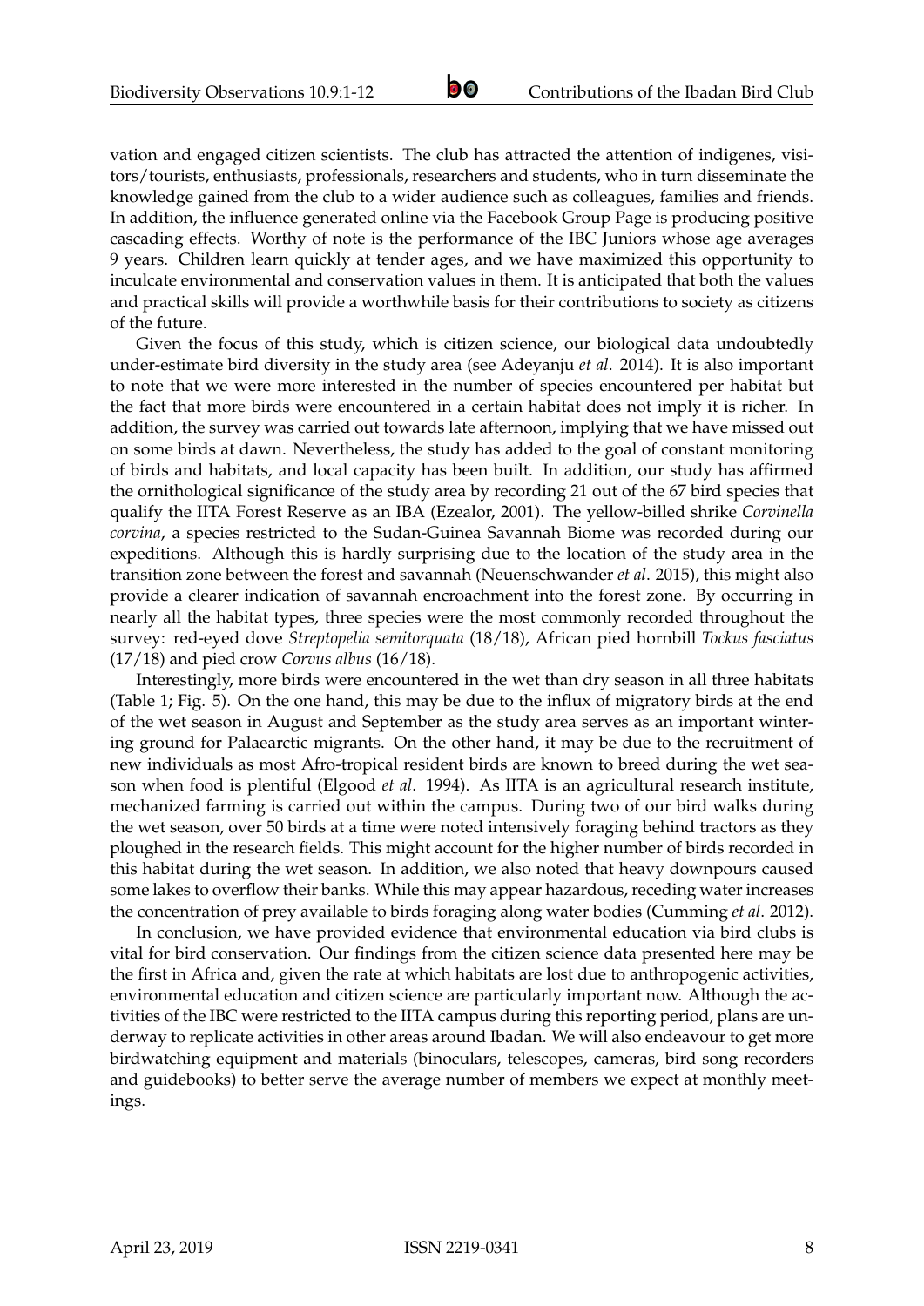vation and engaged citizen scientists. The club has attracted the attention of indigenes, visitors/tourists, enthusiasts, professionals, researchers and students, who in turn disseminate the knowledge gained from the club to a wider audience such as colleagues, families and friends. In addition, the influence generated online via the Facebook Group Page is producing positive cascading effects. Worthy of note is the performance of the IBC Juniors whose age averages 9 years. Children learn quickly at tender ages, and we have maximized this opportunity to inculcate environmental and conservation values in them. It is anticipated that both the values and practical skills will provide a worthwhile basis for their contributions to society as citizens of the future.

Given the focus of this study, which is citizen science, our biological data undoubtedly under-estimate bird diversity in the study area (see Adeyanju *et al*. 2014). It is also important to note that we were more interested in the number of species encountered per habitat but the fact that more birds were encountered in a certain habitat does not imply it is richer. In addition, the survey was carried out towards late afternoon, implying that we have missed out on some birds at dawn. Nevertheless, the study has added to the goal of constant monitoring of birds and habitats, and local capacity has been built. In addition, our study has affirmed the ornithological significance of the study area by recording 21 out of the 67 bird species that qualify the IITA Forest Reserve as an IBA (Ezealor, 2001). The yellow-billed shrike *Corvinella corvina*, a species restricted to the Sudan-Guinea Savannah Biome was recorded during our expeditions. Although this is hardly surprising due to the location of the study area in the transition zone between the forest and savannah (Neuenschwander *et al*. 2015), this might also provide a clearer indication of savannah encroachment into the forest zone. By occurring in nearly all the habitat types, three species were the most commonly recorded throughout the survey: red-eyed dove *Streptopelia semitorquata* (18/18), African pied hornbill *Tockus fasciatus* (17/18) and pied crow *Corvus albus* (16/18).

Interestingly, more birds were encountered in the wet than dry season in all three habitats (Table 1; Fig. 5). On the one hand, this may be due to the influx of migratory birds at the end of the wet season in August and September as the study area serves as an important wintering ground for Palaearctic migrants. On the other hand, it may be due to the recruitment of new individuals as most Afro-tropical resident birds are known to breed during the wet season when food is plentiful (Elgood *et al*. 1994). As IITA is an agricultural research institute, mechanized farming is carried out within the campus. During two of our bird walks during the wet season, over 50 birds at a time were noted intensively foraging behind tractors as they ploughed in the research fields. This might account for the higher number of birds recorded in this habitat during the wet season. In addition, we also noted that heavy downpours caused some lakes to overflow their banks. While this may appear hazardous, receding water increases the concentration of prey available to birds foraging along water bodies (Cumming *et al*. 2012).

In conclusion, we have provided evidence that environmental education via bird clubs is vital for bird conservation. Our findings from the citizen science data presented here may be the first in Africa and, given the rate at which habitats are lost due to anthropogenic activities, environmental education and citizen science are particularly important now. Although the activities of the IBC were restricted to the IITA campus during this reporting period, plans are underway to replicate activities in other areas around Ibadan. We will also endeavour to get more birdwatching equipment and materials (binoculars, telescopes, cameras, bird song recorders and guidebooks) to better serve the average number of members we expect at monthly meetings.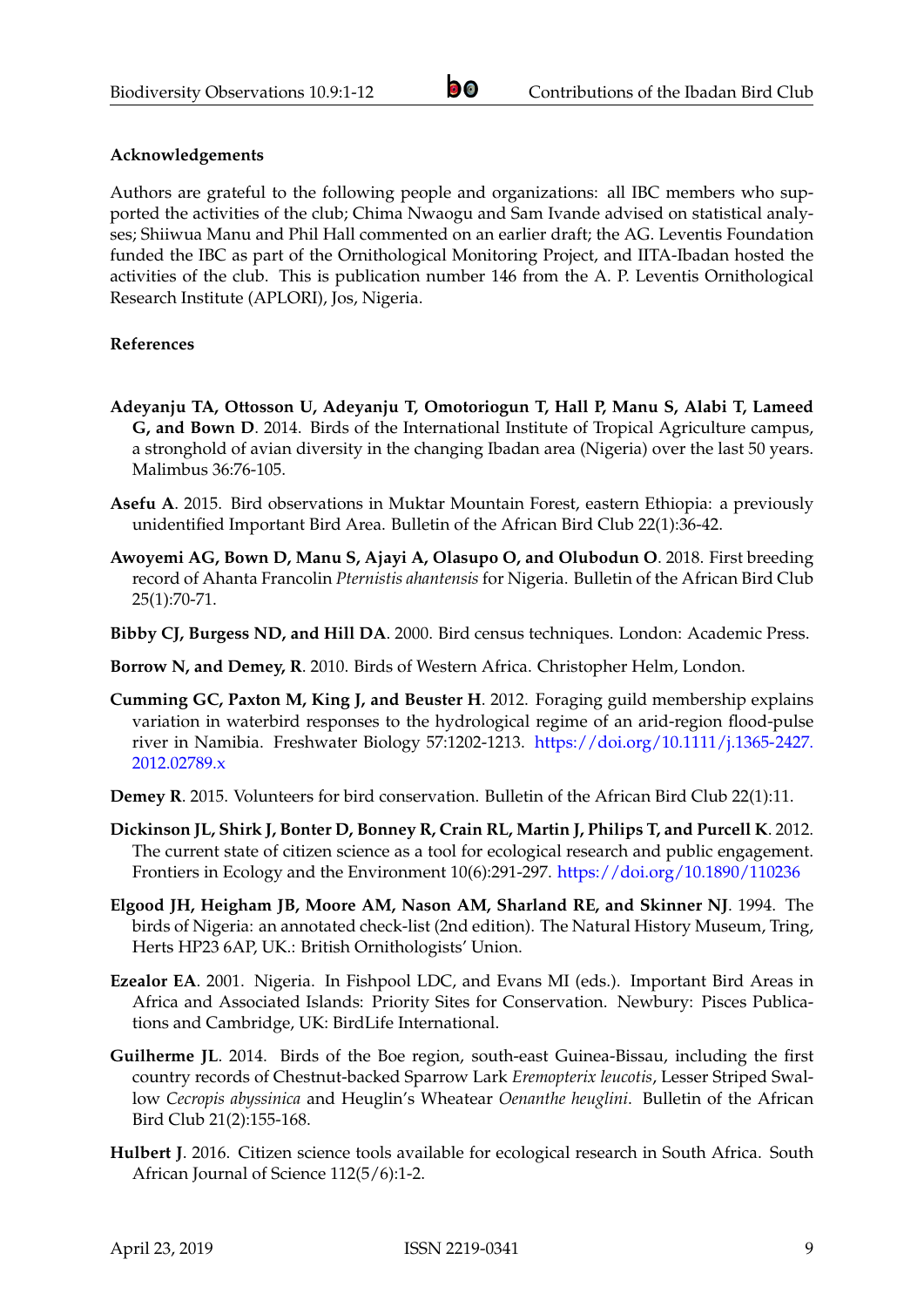### Acknowledgements

Authors are grateful to the following people and organizations: all IBC members who supported the activities of the club; Chima Nwaogu and Sam Ivande advised on statistical analyses; Shiiwua Manu and Phil Hall commented on an earlier draft; the AG. Leventis Foundation funded the IBC as part of the Ornithological Monitoring Project, and IITA-Ibadan hosted the activities of the club. This is publication number 146 from the A. P. Leventis Ornithological Research Institute (APLORI), Jos, Nigeria.

### References

**Adeyanju TA, Ottosson U, Adeyanju T, Omotoriogun T, Hall P, Manu S, Alabi T, Lameed G, and Bown D**. 2014. Birds of the International Institute of Tropical Agriculture campus, a stronghold of avian diversity in the changing Ibadan area (Nigeria) over the last 50 years. Malimbus 36:76-105.

**Asefu A**. 2015. Bird observations in Muktar Mountain Forest, eastern Ethiopia: a previously unidentified Important Bird Area. Bulletin of the African Bird Club 22(1):36-42.

**Awoyemi AG, Bown D, Manu S, Ajayi A, Olasupo O, and Olubodun O**. 2018. First breeding record of Ahanta Francolin *Pternistis ahantensis* for Nigeria. Bulletin of the African Bird Club 25(1):70-71.

**Bibby CJ, Burgess ND, and Hill DA**. 2000. Bird census techniques. London: Academic Press.

**Borrow N, and Demey, R**. 2010. Birds of Western Africa. Christopher Helm, London.

**Cumming GC, Paxton M, King J, and Beuster H**. 2012. Foraging guild membership explains variation in waterbird responses to the hydrological regime of an arid-region flood-pulse river in Namibia. Freshwater Biology 57:1202-1213. https://doi.org/10.1111/j.1365-2427.2012.02789.x

**Demey R**. 2015. Volunteers for bird conservation. Bulletin of the African Bird Club 22(1):11.

**Dickinson JL, Shirk J, Bonter D, Bonney R, Crain RL, Martin J, Philips T, and Purcell K**. 2012. The current state of citizen science as a tool for ecological research and public engagement. Frontiers in Ecology and the Environment 10(6):291-297. https://doi.org/10.1890/110236

**Elgood JH, Heigham JB, Moore AM, Nason AM, Sharland RE, and Skinner NJ**. 1994. The birds of Nigeria: an annotated check-list (2nd edition). The Natural History Museum, Tring, Herts HP23 6AP, UK.: British Ornithologists' Union.

**Ezealor EA**. 2001. Nigeria. In Fishpool LDC, and Evans MI (eds.). Important Bird Areas in Africa and Associated Islands: Priority Sites for Conservation. Newbury: Pisces Publications and Cambridge, UK: BirdLife International.

**Guilherme JL**. 2014. Birds of the Boe region, south-east Guinea-Bissau, including the first country records of Chestnut-backed Sparrow Lark *Eremopterix leucotis*, Lesser Striped Swallow *Cecropis abyssinica* and Heuglin's Wheatear *Oenanthe heuglini*. Bulletin of the African Bird Club 21(2):155-168.

**Hulbert J**. 2016. Citizen science tools available for ecological research in South Africa. South African Journal of Science 112(5/6):1-2.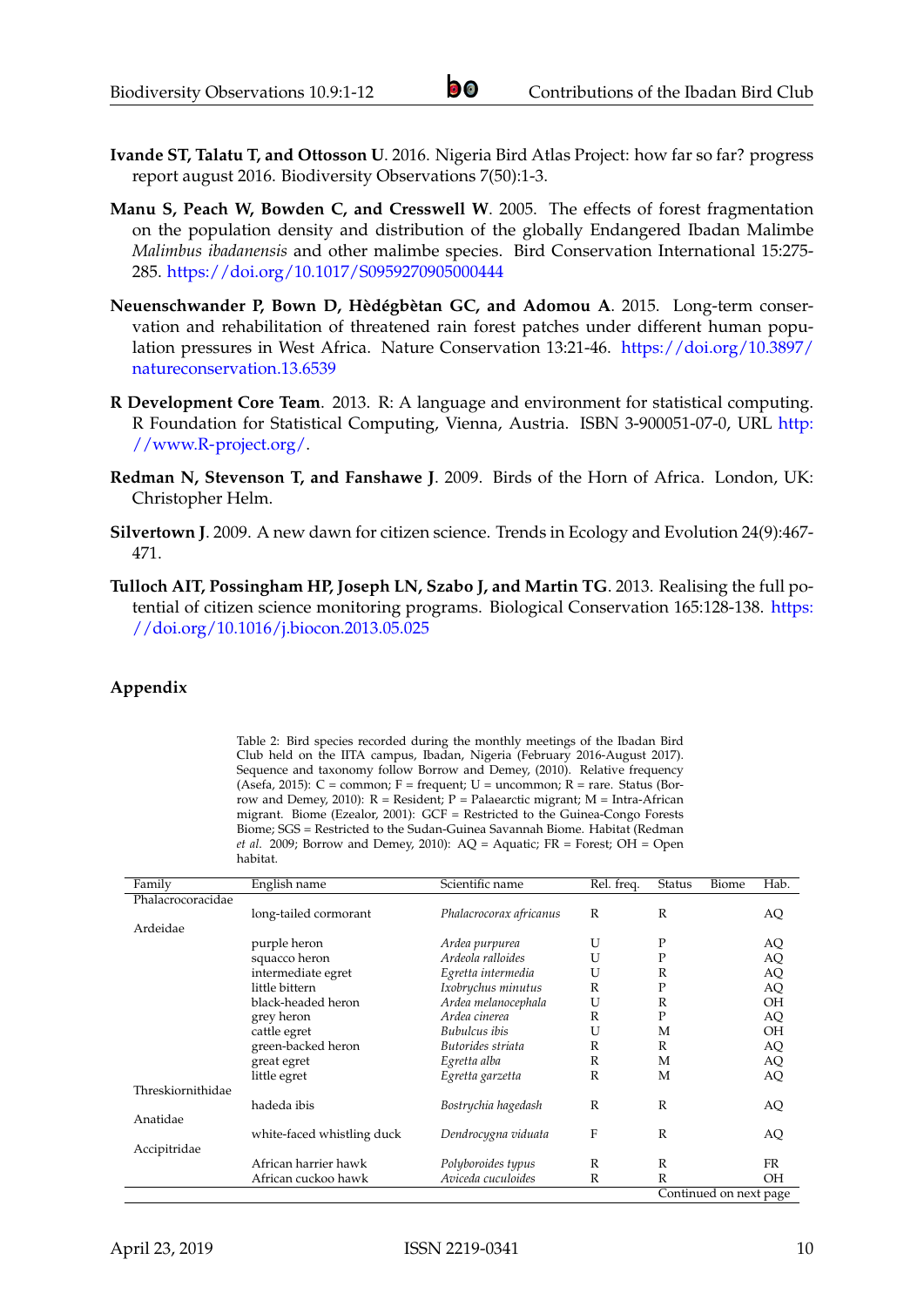**Ivande ST, Talatu T, and Ottosson U**. 2016. Nigeria Bird Atlas Project: how far so far? progress report august 2016. Biodiversity Observations 7(50):1-3.

**Manu S, Peach W, Bowden C, and Cresswell W**. 2005. The effects of forest fragmentation on the population density and distribution of the globally Endangered Ibadan Malimbe *Malimbus ibadanensis* and other malimbe species. Bird Conservation International 15:275-285. https://doi.org/10.1017/S0959270905000444

**Neuenschwander P, Bown D, Hèdégbètan GC, and Adomou A**. 2015. Long-term conservation and rehabilitation of threatened rain forest patches under different human population pressures in West Africa. Nature Conservation 13:21-46. https://doi.org/10.3897/natureconservation.13.6539

**R Development Core Team**. 2013. R: A language and environment for statistical computing. R Foundation for Statistical Computing, Vienna, Austria. ISBN 3-900051-07-0, URL http://www.R-project.org/.

**Redman N, Stevenson T, and Fanshawe J**. 2009. Birds of the Horn of Africa. London, UK: Christopher Helm.

**Silvertown J**. 2009. A new dawn for citizen science. Trends in Ecology and Evolution 24(9):467-471.

**Tulloch AIT, Possingham HP, Joseph LN, Szabo J, and Martin TG**. 2013. Realising the full potential of citizen science monitoring programs. Biological Conservation 165:128-138. https://doi.org/10.1016/j.biocon.2013.05.025

## Appendix

Table 2: Bird species recorded during the monthly meetings of the Ibadan Bird Club held on the IITA campus, Ibadan, Nigeria (February 2016-August 2017). Sequence and taxonomy follow Borrow and Demey, (2010). Relative frequency (Asefa, 2015): C = common; F = frequent; U = uncommon; R = rare. Status (Borrow and Demey, 2010): R = Resident; P = Palaearctic migrant; M = Intra-African migrant. Biome (Ezealor, 2001): GCF = Restricted to the Guinea-Congo Forests Biome; SGS = Restricted to the Sudan-Guinea Savannah Biome. Habitat (Redman *et al.* 2009; Borrow and Demey, 2010): AQ = Aquatic; FR = Forest; OH = Open habitat.

| Family | English name | Scientific name | Rel. freq. | Status | Biome | Hab. |
|---|---|---|---|---|---|---|
| Phalacrocoracidae | | | | | | |
| | long-tailed cormorant | *Phalacrocorax africanus* | R | R | | AQ |
| Ardeidae | | | | | | |
| | purple heron | *Ardea purpurea* | U | P | | AQ |
| | squacco heron | *Ardeola ralloides* | U | P | | AQ |
| | intermediate egret | *Egretta intermedia* | U | R | | AQ |
| | little bittern | *Ixobrychus minutus* | R | P | | AQ |
| | black-headed heron | *Ardea melanocephala* | U | R | | OH |
| | grey heron | *Ardea cinerea* | R | P | | AQ |
| | cattle egret | *Bubulcus ibis* | U | M | | OH |
| | green-backed heron | *Butorides striata* | R | R | | AQ |
| | great egret | *Egretta alba* | R | M | | AQ |
| | little egret | *Egretta garzetta* | R | M | | AQ |
| Threskiornithidae | | | | | | |
| | hadeda ibis | *Bostrychia hagedash* | R | R | | AQ |
| Anatidae | | | | | | |
| | white-faced whistling duck | *Dendrocygna viduata* | F | R | | AQ |
| Accipitridae | | | | | | |
| | African harrier hawk | *Polyboroides typus* | R | R | | FR |
| | African cuckoo hawk | *Aviceda cuculoides* | R | R | | OH |

Continued on next page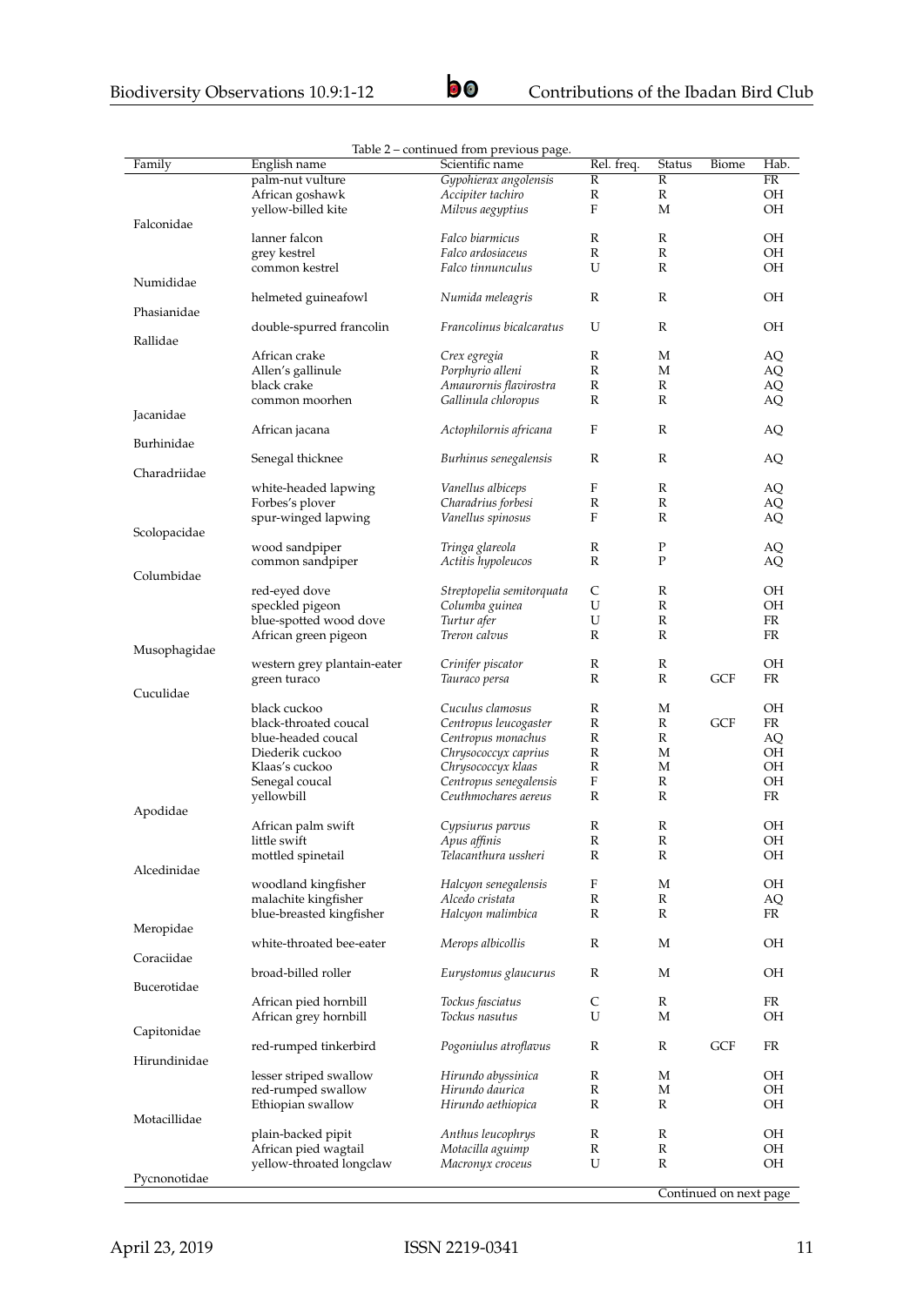Table 2 – continued from previous page.

| Family | English name | Scientific name | Rel. freq. | Status | Biome | Hab. |
|---|---|---|---|---|---|---|
| | palm-nut vulture | *Gypohierax angolensis* | R | R | | FR |
| | African goshawk | *Accipiter tachiro* | R | R | | OH |
| | yellow-billed kite | *Milvus aegyptius* | F | M | | OH |
| Falconidae | | | | | | |
| | lanner falcon | *Falco biarmicus* | R | R | | OH |
| | grey kestrel | *Falco ardosiaceus* | R | R | | OH |
| | common kestrel | *Falco tinnunculus* | U | R | | OH |
| Numididae | | | | | | |
| | helmeted guineafowl | *Numida meleagris* | R | R | | OH |
| Phasianidae | | | | | | |
| | double-spurred francolin | *Francolinus bicalcaratus* | U | R | | OH |
| Rallidae | | | | | | |
| | African crake | *Crex egregia* | R | M | | AQ |
| | Allen's gallinule | *Porphyrio alleni* | R | M | | AQ |
| | black crake | *Amaurornis flavirostra* | R | R | | AQ |
| | common moorhen | *Gallinula chloropus* | R | R | | AQ |
| Jacanidae | | | | | | |
| | African jacana | *Actophilornis africana* | F | R | | AQ |
| Burhinidae | | | | | | |
| | Senegal thicknee | *Burhinus senegalensis* | R | R | | AQ |
| Charadriidae | | | | | | |
| | white-headed lapwing | *Vanellus albiceps* | F | R | | AQ |
| | Forbes's plover | *Charadrius forbesi* | R | R | | AQ |
| | spur-winged lapwing | *Vanellus spinosus* | F | R | | AQ |
| Scolopacidae | | | | | | |
| | wood sandpiper | *Tringa glareola* | R | P | | AQ |
| | common sandpiper | *Actitis hypoleucos* | R | P | | AQ |
| Columbidae | | | | | | |
| | red-eyed dove | *Streptopelia semitorquata* | C | R | | OH |
| | speckled pigeon | *Columba guinea* | U | R | | OH |
| | blue-spotted wood dove | *Turtur afer* | U | R | | FR |
| | African green pigeon | *Treron calvus* | R | R | | FR |
| Musophagidae | | | | | | |
| | western grey plantain-eater | *Crinifer piscator* | R | R | | OH |
| | green turaco | *Tauraco persa* | R | R | GCF | FR |
| Cuculidae | | | | | | |
| | black cuckoo | *Cuculus clamosus* | R | M | | OH |
| | black-throated coucal | *Centropus leucogaster* | R | R | GCF | FR |
| | blue-headed coucal | *Centropus monachus* | R | R | | AQ |
| | Diederik cuckoo | *Chrysococcyx caprius* | R | M | | OH |
| | Klaas's cuckoo | *Chrysococcyx klaas* | R | M | | OH |
| | Senegal coucal | *Centropus senegalensis* | F | R | | OH |
| | yellowbill | *Ceuthmochares aereus* | R | R | | FR |
| Apodidae | | | | | | |
| | African palm swift | *Cypsiurus parvus* | R | R | | OH |
| | little swift | *Apus affinis* | R | R | | OH |
| | mottled spinetail | *Telacanthura ussheri* | R | R | | OH |
| Alcedinidae | | | | | | |
| | woodland kingfisher | *Halcyon senegalensis* | F | M | | OH |
| | malachite kingfisher | *Alcedo cristata* | R | R | | AQ |
| | blue-breasted kingfisher | *Halcyon malimbica* | R | R | | FR |
| Meropidae | | | | | | |
| | white-throated bee-eater | *Merops albicollis* | R | M | | OH |
| Coraciidae | | | | | | |
| | broad-billed roller | *Eurystomus glaucurus* | R | M | | OH |
| Bucerotidae | | | | | | |
| | African pied hornbill | *Tockus fasciatus* | C | R | | FR |
| | African grey hornbill | *Tockus nasutus* | U | M | | OH |
| Capitonidae | | | | | | |
| | red-rumped tinkerbird | *Pogoniulus atroflavus* | R | R | GCF | FR |
| Hirundinidae | | | | | | |
| | lesser striped swallow | *Hirundo abyssinica* | R | M | | OH |
| | red-rumped swallow | *Hirundo daurica* | R | M | | OH |
| | Ethiopian swallow | *Hirundo aethiopica* | R | R | | OH |
| Motacillidae | | | | | | |
| | plain-backed pipit | *Anthus leucophrys* | R | R | | OH |
| | African pied wagtail | *Motacilla aguimp* | R | R | | OH |
| | yellow-throated longclaw | *Macronyx croceus* | U | R | | OH |
| Pycnonotidae | | | | | | |

Continued on next page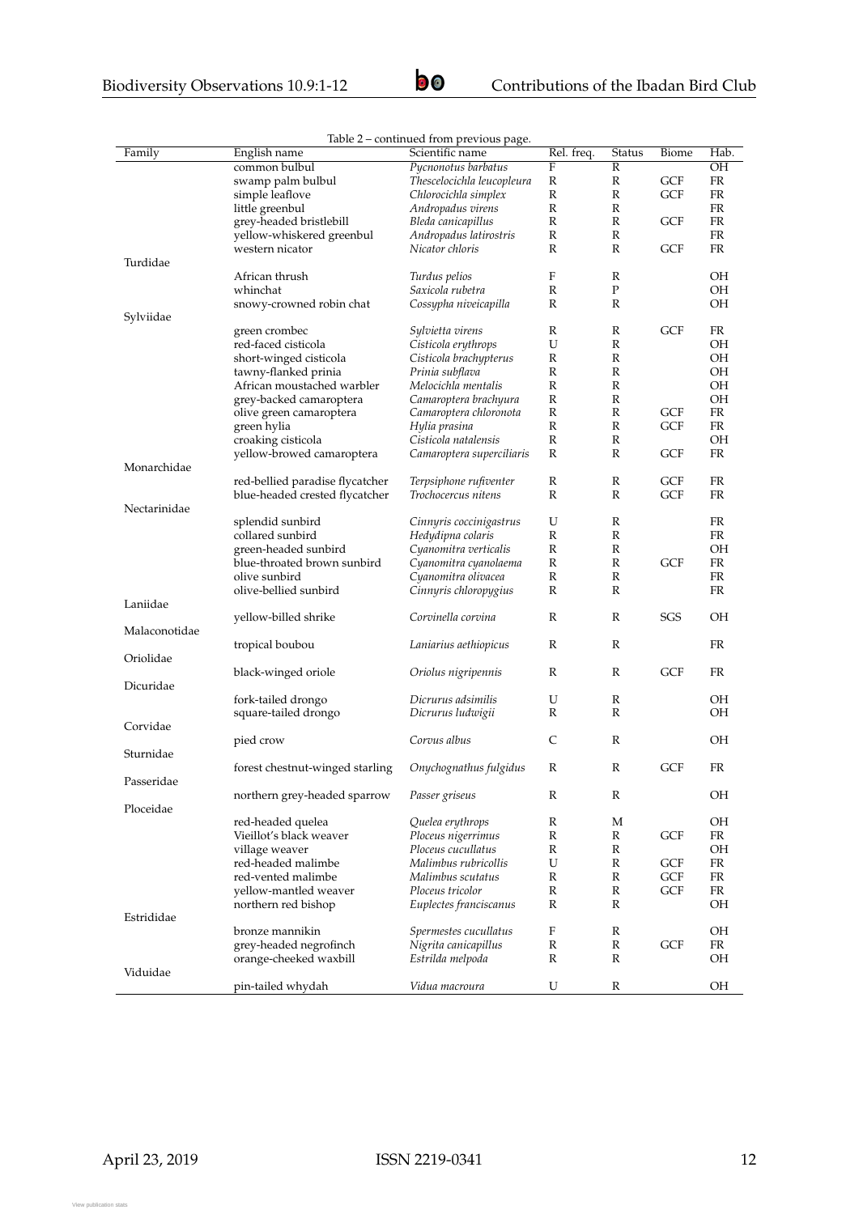Table 2 – continued from previous page.

| Family | English name | Scientific name | Rel. freq. | Status | Biome | Hab. |
|---|---|---|---|---|---|---|
| | common bulbul | *Pycnonotus barbatus* | F | R | | OH |
| | swamp palm bulbul | *Thescelocichla leucopleura* | R | R | GCF | FR |
| | simple leaflove | *Chlorocichla simplex* | R | R | GCF | FR |
| | little greenbul | *Andropadus virens* | R | R | | FR |
| | grey-headed bristlebill | *Bleda canicapillus* | R | R | GCF | FR |
| | yellow-whiskered greenbul | *Andropadus latirostris* | R | R | | FR |
| | western nicator | *Nicator chloris* | R | R | GCF | FR |
| Turdidae | | | | | | |
| | African thrush | *Turdus pelios* | F | R | | OH |
| | whinchat | *Saxicola rubetra* | R | P | | OH |
| | snowy-crowned robin chat | *Cossypha niveicapilla* | R | R | | OH |
| Sylviidae | | | | | | |
| | green crombec | *Sylvietta virens* | R | R | GCF | FR |
| | red-faced cisticola | *Cisticola erythrops* | U | R | | OH |
| | short-winged cisticola | *Cisticola brachypterus* | R | R | | OH |
| | tawny-flanked prinia | *Prinia subflava* | R | R | | OH |
| | African moustached warbler | *Melocichla mentalis* | R | R | | OH |
| | grey-backed camaroptera | *Camaroptera brachyura* | R | R | | OH |
| | olive green camaroptera | *Camaroptera chloronota* | R | R | GCF | FR |
| | green hylia | *Hylia prasina* | R | R | GCF | FR |
| | croaking cisticola | *Cisticola natalensis* | R | R | | OH |
| | yellow-browed camaroptera | *Camaroptera superciliaris* | R | R | GCF | FR |
| Monarchidae | | | | | | |
| | red-bellied paradise flycatcher | *Terpsiphone rufiventer* | R | R | GCF | FR |
| | blue-headed crested flycatcher | *Trochocercus nitens* | R | R | GCF | FR |
| Nectarinidae | | | | | | |
| | splendid sunbird | *Cinnyris coccinigastrus* | U | R | | FR |
| | collared sunbird | *Hedydipna colaris* | R | R | | FR |
| | green-headed sunbird | *Cyanomitra verticalis* | R | R | | OH |
| | blue-throated brown sunbird | *Cyanomitra cyanolaema* | R | R | GCF | FR |
| | olive sunbird | *Cyanomitra olivacea* | R | R | | FR |
| | olive-bellied sunbird | *Cinnyris chloropygius* | R | R | | FR |
| Laniidae | | | | | | |
| | yellow-billed shrike | *Corvinella corvina* | R | R | SGS | OH |
| Malaconotidae | | | | | | |
| | tropical boubou | *Laniarius aethiopicus* | R | R | | FR |
| Oriolidae | | | | | | |
| | black-winged oriole | *Oriolus nigripennis* | R | R | GCF | FR |
| Dicuridae | | | | | | |
| | fork-tailed drongo | *Dicrurus adsimilis* | U | R | | OH |
| | square-tailed drongo | *Dicrurus ludwigii* | R | R | | OH |
| Corvidae | | | | | | |
| | pied crow | *Corvus albus* | C | R | | OH |
| Sturnidae | | | | | | |
| | forest chestnut-winged starling | *Onychognathus fulgidus* | R | R | GCF | FR |
| Passeridae | | | | | | |
| | northern grey-headed sparrow | *Passer griseus* | R | R | | OH |
| Ploceidae | | | | | | |
| | red-headed quelea | *Quelea erythrops* | R | M | | OH |
| | Vieillot's black weaver | *Ploceus nigerrimus* | R | R | GCF | FR |
| | village weaver | *Ploceus cucullatus* | R | R | | OH |
| | red-headed malimbe | *Malimbus rubricollis* | U | R | GCF | FR |
| | red-vented malimbe | *Malimbus scutatus* | R | R | GCF | FR |
| | yellow-mantled weaver | *Ploceus tricolor* | R | R | GCF | FR |
| | northern red bishop | *Euplectes franciscanus* | R | R | | OH |
| Estrididae | | | | | | |
| | bronze mannikin | *Spermestes cucullatus* | F | R | | OH |
| | grey-headed negrofinch | *Nigrita canicapillus* | R | R | GCF | FR |
| | orange-cheeked waxbill | *Estrilda melpoda* | R | R | | OH |
| Viduidae | | | | | | |
| | pin-tailed whydah | *Vidua macroura* | U | R | | OH |